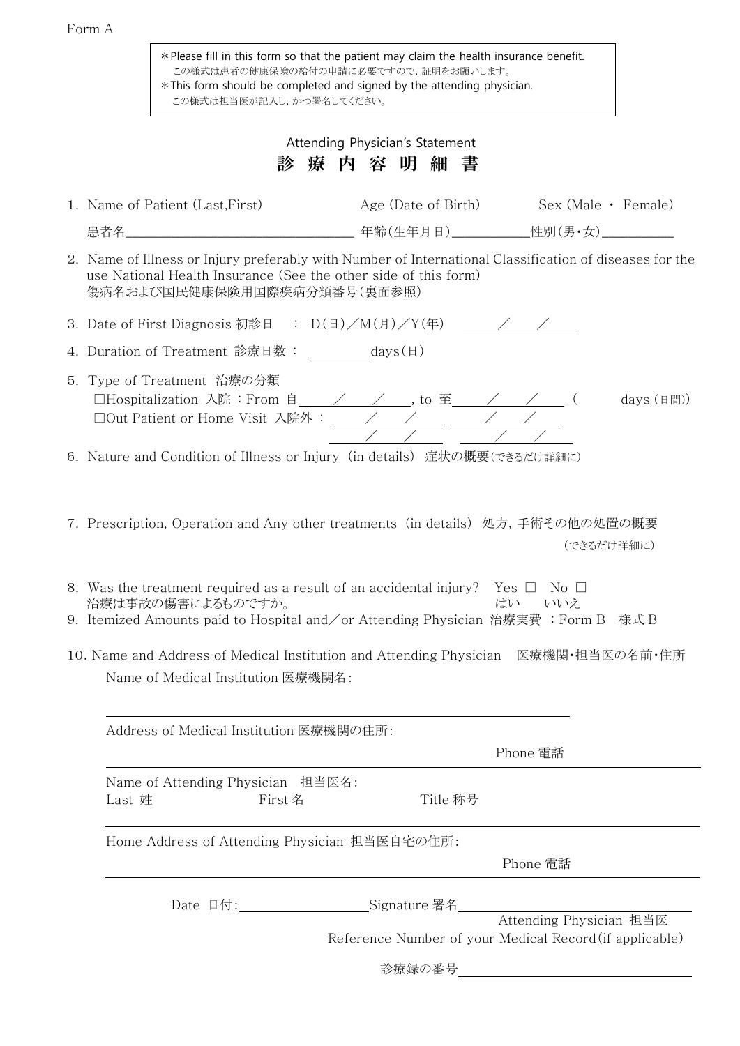Form A

> ＊Please fill in this form so that the patient may claim the health insurance benefit.
> この様式は患者の健康保険の給付の申請に必要ですので，証明をお願いします。
> ＊This form should be completed and signed by the attending physician.
> この様式は担当医が記入し，かつ署名してください。

# Attending Physician's Statement
# 診 療 内 容 明 細 書

1. Name of Patient (Last,First)　　Age (Date of Birth)　　Sex (Male ・ Female)
   患者名＿＿＿＿＿＿＿＿＿＿＿＿ 年齢(生年月日)＿＿＿＿＿性別(男・女)＿＿＿＿＿

2. Name of Illness or Injury preferably with Number of International Classification of diseases for the use National Health Insurance (See the other side of this form)
   傷病名および国民健康保険用国際疾病分類番号(裏面参照)

3. Date of First Diagnosis 初診日　：　D(日)／M(月)／Y(年)　＿＿／＿＿／＿＿

4. Duration of Treatment 診療日数：　＿＿＿＿days(日)

5. Type of Treatment 治療の分類
   □Hospitalization 入院：From 自＿＿／＿＿／＿＿, to 至＿＿／＿＿／＿＿　(　　　days (日間))
   □Out Patient or Home Visit 入院外：＿＿／＿＿／＿＿　＿＿／＿＿／＿＿
   ＿＿／＿＿／＿＿　＿＿／＿＿／＿＿

6. Nature and Condition of Illness or Injury (in details) 症状の概要(できるだけ詳細に)

7. Prescription, Operation and Any other treatments (in details) 処方，手術その他の処置の概要
   (できるだけ詳細に)

8. Was the treatment required as a result of an accidental injury?　Yes □　No □
   治療は事故の傷害によるものですか。　はい　いいえ

9. Itemized Amounts paid to Hospital and／or Attending Physician 治療実費 ：Form B　様式B

10. Name and Address of Medical Institution and Attending Physician　医療機関・担当医の名前・住所
    Name of Medical Institution 医療機関名：

    Address of Medical Institution 医療機関の住所：
    Phone 電話

    Name of Attending Physician　担当医名：
    Last 姓　　First 名　　Title 称号

    Home Address of Attending Physician 担当医自宅の住所：
    Phone 電話

Date 日付：＿＿＿＿＿＿＿＿Signature 署名＿＿＿＿＿＿＿＿＿＿
Attending Physician 担当医

Reference Number of your Medical Record (if applicable)

診療録の番号＿＿＿＿＿＿＿＿＿＿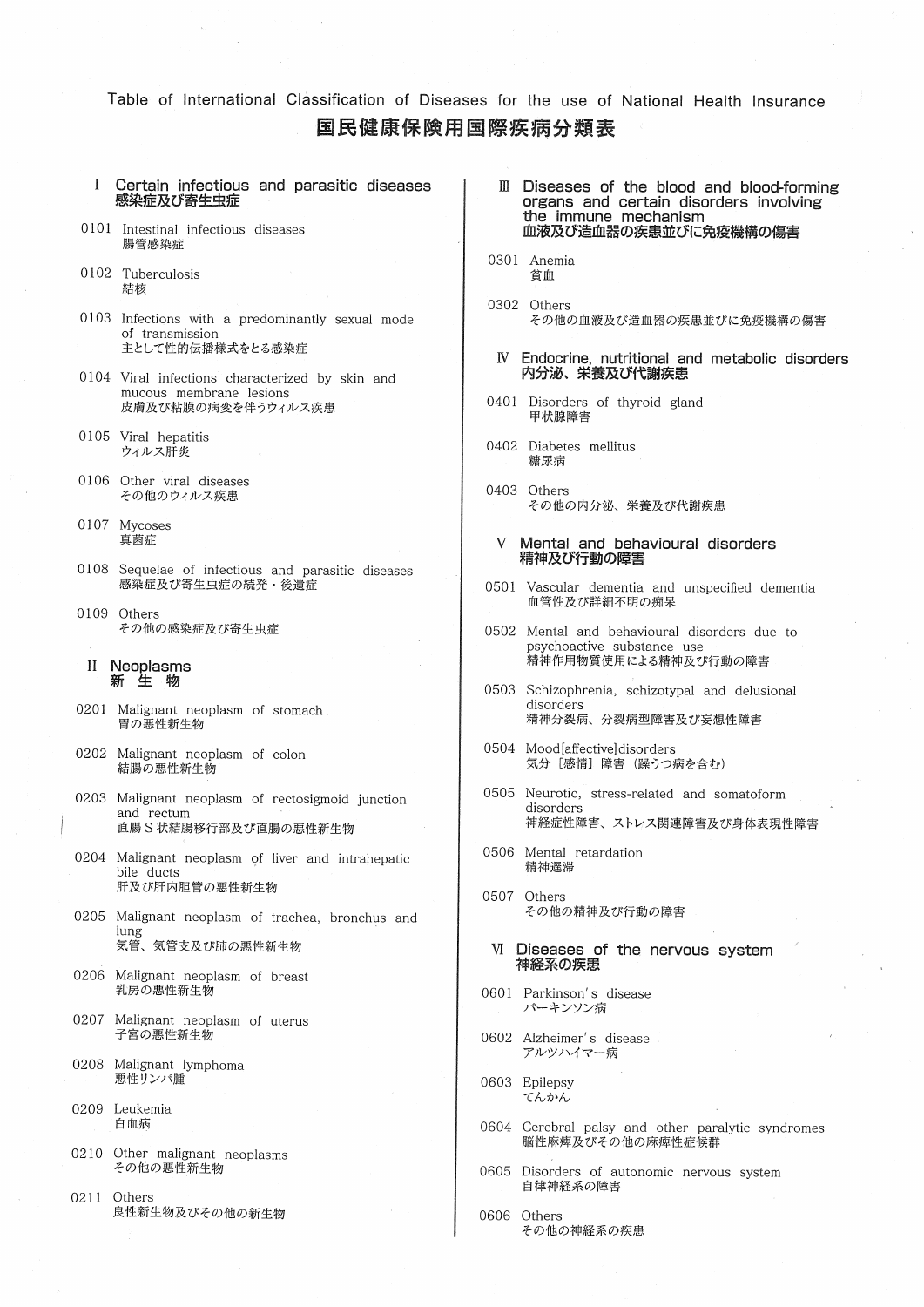# Table of International Classification of Diseases for the use of National Health Insurance
# 国民健康保険用国際疾病分類表

## I Certain infectious and parasitic diseases 感染症及び寄生虫症

0101 Intestinal infectious diseases
腸管感染症

0102 Tuberculosis
結核

0103 Infections with a predominantly sexual mode of transmission
主として性的伝播様式をとる感染症

0104 Viral infections characterized by skin and mucous membrane lesions
皮膚及び粘膜の病変を伴うウィルス疾患

0105 Viral hepatitis
ウィルス肝炎

0106 Other viral diseases
その他のウィルス疾患

0107 Mycoses
真菌症

0108 Sequelae of infectious and parasitic diseases
感染症及び寄生虫症の続発・後遺症

0109 Others
その他の感染症及び寄生虫症

## II Neoplasms 新生物

0201 Malignant neoplasm of stomach
胃の悪性新生物

0202 Malignant neoplasm of colon
結腸の悪性新生物

0203 Malignant neoplasm of rectosigmoid junction and rectum
直腸S状結腸移行部及び直腸の悪性新生物

0204 Malignant neoplasm of liver and intrahepatic bile ducts
肝及び肝内胆管の悪性新生物

0205 Malignant neoplasm of trachea, bronchus and lung
気管、気管支及び肺の悪性新生物

0206 Malignant neoplasm of breast
乳房の悪性新生物

0207 Malignant neoplasm of uterus
子宮の悪性新生物

0208 Malignant lymphoma
悪性リンパ腫

0209 Leukemia
白血病

0210 Other malignant neoplasms
その他の悪性新生物

0211 Others
良性新生物及びその他の新生物

## III Diseases of the blood and blood-forming organs and certain disorders involving the immune mechanism 血液及び造血器の疾患並びに免疫機構の傷害

0301 Anemia
貧血

0302 Others
その他の血液及び造血器の疾患並びに免疫機構の傷害

## IV Endocrine, nutritional and metabolic disorders 内分泌、栄養及び代謝疾患

0401 Disorders of thyroid gland
甲状腺障害

0402 Diabetes mellitus
糖尿病

0403 Others
その他の内分泌、栄養及び代謝疾患

## V Mental and behavioural disorders 精神及び行動の障害

0501 Vascular dementia and unspecified dementia
血管性及び詳細不明の痴呆

0502 Mental and behavioural disorders due to psychoactive substance use
精神作用物質使用による精神及び行動の障害

0503 Schizophrenia, schizotypal and delusional disorders
精神分裂病、分裂病型障害及び妄想性障害

0504 Mood[affective]disorders
気分［感情］障害（躁うつ病を含む）

0505 Neurotic, stress-related and somatoform disorders
神経症性障害、ストレス関連障害及び身体表現性障害

0506 Mental retardation
精神遅滞

0507 Others
その他の精神及び行動の障害

## VI Diseases of the nervous system 神経系の疾患

0601 Parkinson's disease
パーキンソン病

0602 Alzheimer's disease
アルツハイマー病

0603 Epilepsy
てんかん

0604 Cerebral palsy and other paralytic syndromes
脳性麻痺及びその他の麻痺性症候群

0605 Disorders of autonomic nervous system
自律神経系の障害

0606 Others
その他の神経系の疾患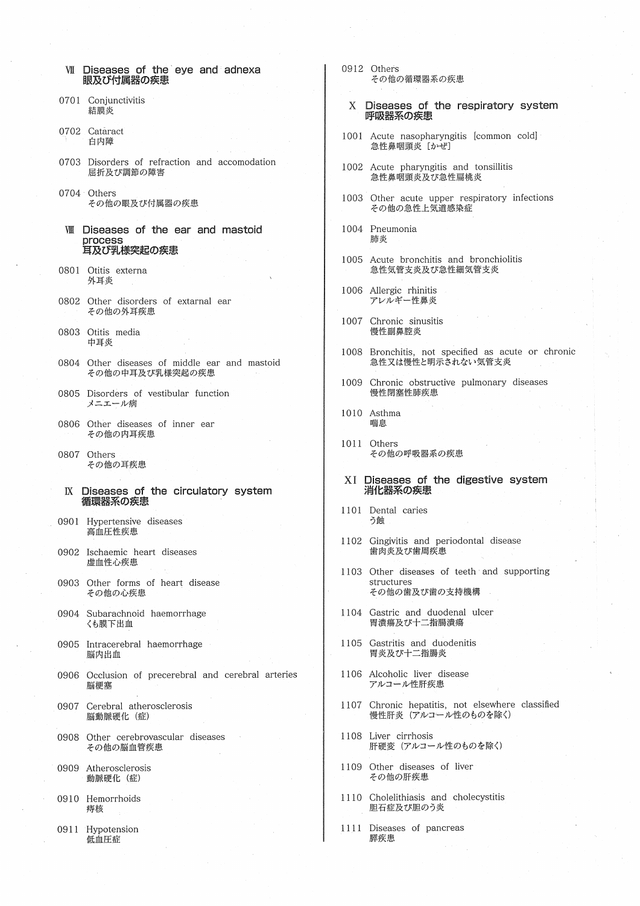## Ⅶ Diseases of the eye and adnexa 眼及び付属器の疾患

0701 Conjunctivitis
結膜炎

0702 Cataract
白内障

0703 Disorders of refraction and accomodation
屈折及び調節の障害

0704 Others
その他の眼及び付属器の疾患

## Ⅷ Diseases of the ear and mastoid process 耳及び乳様突起の疾患

0801 Otitis externa
外耳炎

0802 Other disorders of extarnal ear
その他の外耳疾患

0803 Otitis media
中耳炎

0804 Other diseases of middle ear and mastoid
その他の中耳及び乳様突起の疾患

0805 Disorders of vestibular function
メニエール病

0806 Other diseases of inner ear
その他の内耳疾患

0807 Others
その他の耳疾患

## Ⅸ Diseases of the circulatory system 循環器系の疾患

0901 Hypertensive diseases
高血圧性疾患

0902 Ischaemic heart diseases
虚血性心疾患

0903 Other forms of heart disease
その他の心疾患

0904 Subarachnoid haemorrhage
くも膜下出血

0905 Intracerebral haemorrhage
脳内出血

0906 Occlusion of precerebral and cerebral arteries
脳梗塞

0907 Cerebral atherosclerosis
脳動脈硬化（症）

0908 Other cerebrovascular diseases
その他の脳血管疾患

0909 Atherosclerosis
動脈硬化（症）

0910 Hemorrhoids
痔核

0911 Hypotension
低血圧症

0912 Others
その他の循環器系の疾患

## Ⅹ Diseases of the respiratory system 呼吸器系の疾患

1001 Acute nasopharyngitis [common cold]
急性鼻咽頭炎［かぜ］

1002 Acute pharyngitis and tonsillitis
急性鼻咽頭炎及び急性扁桃炎

1003 Other acute upper respiratory infections
その他の急性上気道感染症

1004 Pneumonia
肺炎

1005 Acute bronchitis and bronchiolitis
急性気管支炎及び急性細気管支炎

1006 Allergic rhinitis
アレルギー性鼻炎

1007 Chronic sinusitis
慢性副鼻腔炎

1008 Bronchitis, not specified as acute or chronic
急性又は慢性と明示されない気管支炎

1009 Chronic obstructive pulmonary diseases
慢性閉塞性肺疾患

1010 Asthma
喘息

1011 Others
その他の呼吸器系の疾患

## XI Diseases of the digestive system 消化器系の疾患

1101 Dental caries
う蝕

1102 Gingivitis and periodontal disease
歯肉炎及び歯周疾患

1103 Other diseases of teeth and supporting structures
その他の歯及び歯の支持機構

1104 Gastric and duodenal ulcer
胃潰瘍及び十二指腸潰瘍

1105 Gastritis and duodenitis
胃炎及び十二指腸炎

1106 Alcoholic liver disease
アルコール性肝疾患

1107 Chronic hepatitis, not elsewhere classified
慢性肝炎（アルコール性のものを除く）

1108 Liver cirrhosis
肝硬変（アルコール性のものを除く）

1109 Other diseases of liver
その他の肝疾患

1110 Cholelithiasis and cholecystitis
胆石症及び胆のう炎

1111 Diseases of pancreas
膵疾患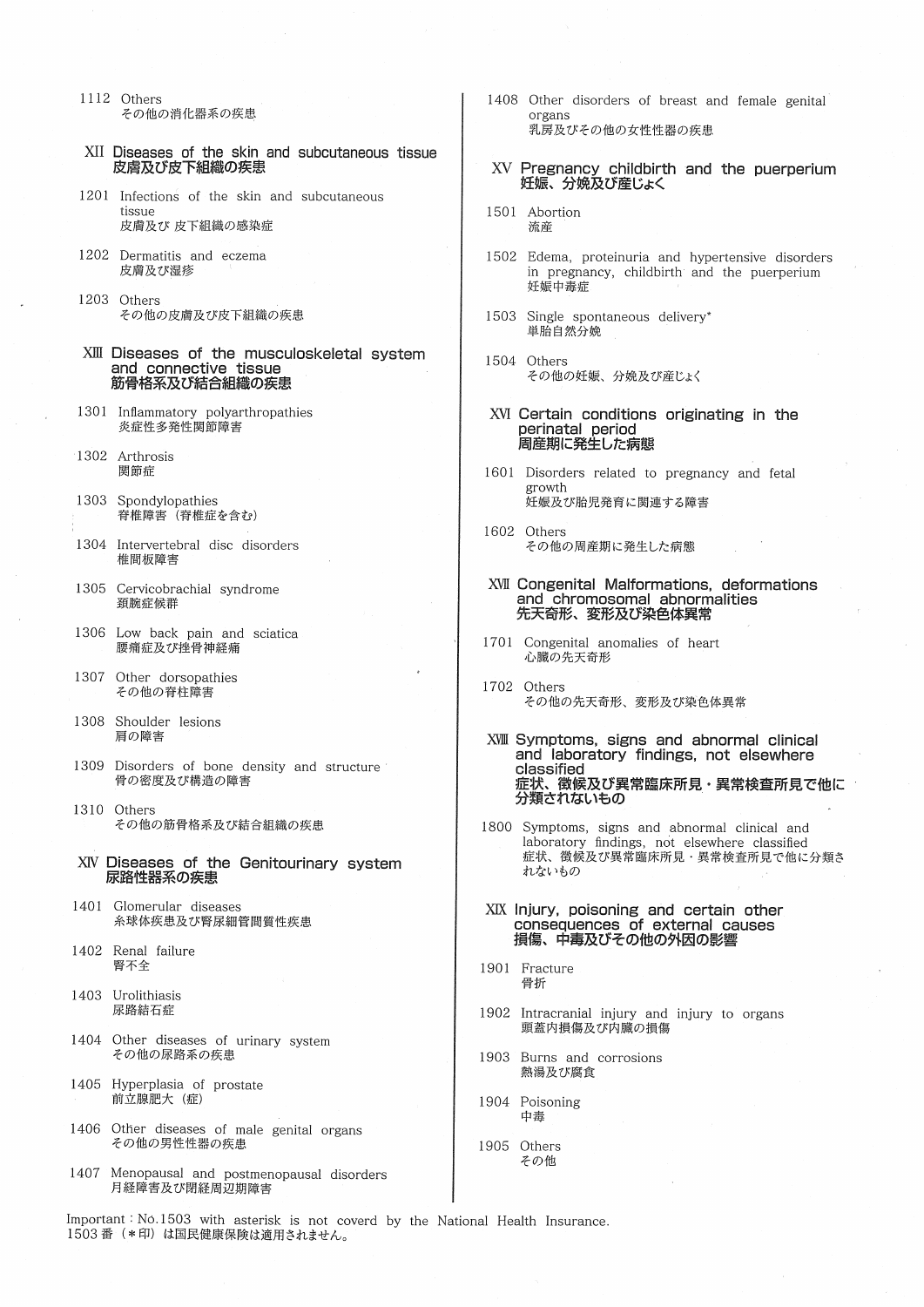1112 Others
その他の消化器系の疾患

## XII Diseases of the skin and subcutaneous tissue
## 皮膚及び皮下組織の疾患

1201 Infections of the skin and subcutaneous tissue
皮膚及び 皮下組織の感染症

1202 Dermatitis and eczema
皮膚及び湿疹

1203 Others
その他の皮膚及び皮下組織の疾患

## XIII Diseases of the musculoskeletal system and connective tissue
## 筋骨格系及び結合組織の疾患

1301 Inflammatory polyarthropathies
炎症性多発性関節障害

1302 Arthrosis
関節症

1303 Spondylopathies
脊椎障害（脊椎症を含む）

1304 Intervertebral disc disorders
椎間板障害

1305 Cervicobrachial syndrome
頚腕症候群

1306 Low back pain and sciatica
腰痛症及び挫骨神経痛

1307 Other dorsopathies
その他の脊柱障害

1308 Shoulder lesions
肩の障害

1309 Disorders of bone density and structure
骨の密度及び構造の障害

1310 Others
その他の筋骨格系及び結合組織の疾患

## XIV Diseases of the Genitourinary system
## 尿路性器系の疾患

1401 Glomerular diseases
糸球体疾患及び腎尿細管間質性疾患

1402 Renal failure
腎不全

1403 Urolithiasis
尿路結石症

1404 Other diseases of urinary system
その他の尿路系の疾患

1405 Hyperplasia of prostate
前立腺肥大（症）

1406 Other diseases of male genital organs
その他の男性性器の疾患

1407 Menopausal and postmenopausal disorders
月経障害及び閉経周辺期障害

1408 Other disorders of breast and female genital organs
乳房及びその他の女性性器の疾患

## XV Pregnancy childbirth and the puerperium
## 妊娠、分娩及び産じょく

1501 Abortion
流産

1502 Edema, proteinuria and hypertensive disorders in pregnancy, childbirth and the puerperium
妊娠中毒症

1503 Single spontaneous delivery*
単胎自然分娩

1504 Others
その他の妊娠、分娩及び産じょく

## XVI Certain conditions originating in the perinatal period
## 周産期に発生した病態

1601 Disorders related to pregnancy and fetal growth
妊娠及び胎児発育に関連する障害

1602 Others
その他の周産期に発生した病態

## XVII Congenital Malformations, deformations and chromosomal abnormalities
## 先天奇形、変形及び染色体異常

1701 Congenital anomalies of heart
心臓の先天奇形

1702 Others
その他の先天奇形、変形及び染色体異常

## XVIII Symptoms, signs and abnormal clinical and laboratory findings, not elsewhere classified
## 症状、徴候及び異常臨床所見・異常検査所見で他に分類されないもの

1800 Symptoms, signs and abnormal clinical and laboratory findings, not elsewhere classified
症状、徴候及び異常臨床所見・異常検査所見で他に分類されないもの

## XIX Injury, poisoning and certain other consequences of external causes
## 損傷、中毒及びその他の外因の影響

1901 Fracture
骨折

1902 Intracranial injury and injury to organs
頭蓋内損傷及び内臓の損傷

1903 Burns and corrosions
熱湯及び腐食

1904 Poisoning
中毒

1905 Others
その他

Important：No.1503 with asterisk is not coverd by the National Health Insurance.
1503 番（＊印）は国民健康保険は適用されません。